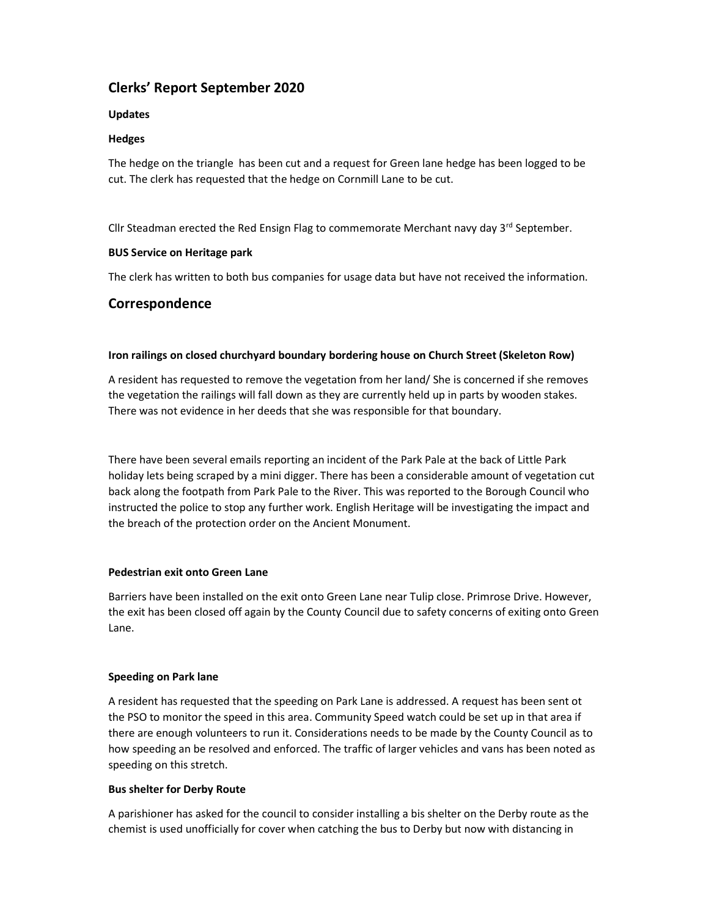# Clerks' Report September 2020

**Updates**

**Hedges**

The hedge on the triangle has been cut and a request for Green lane hedge has been logged to be cut. The clerk has requested that the hedge on Cornmill Lane to be cut.

Cllr Steadman erected the Red Ensign Flag to commemorate Merchant navy day 3rd September.

**BUS Service on Heritage park**

The clerk has written to both bus companies for usage data but have not received the information.

## Correspondence

**Iron railings on closed churchyard boundary bordering house on Church Street (Skeleton Row)**

A resident has requested to remove the vegetation from her land/ She is concerned if she removes the vegetation the railings will fall down as they are currently held up in parts by wooden stakes. There was not evidence in her deeds that she was responsible for that boundary.

There have been several emails reporting an incident of the Park Pale at the back of Little Park holiday lets being scraped by a mini digger. There has been a considerable amount of vegetation cut back along the footpath from Park Pale to the River. This was reported to the Borough Council who instructed the police to stop any further work. English Heritage will be investigating the impact and the breach of the protection order on the Ancient Monument.

**Pedestrian exit onto Green Lane**

Barriers have been installed on the exit onto Green Lane near Tulip close. Primrose Drive. However, the exit has been closed off again by the County Council due to safety concerns of exiting onto Green Lane.

**Speeding on Park lane**

A resident has requested that the speeding on Park Lane is addressed. A request has been sent ot the PSO to monitor the speed in this area. Community Speed watch could be set up in that area if there are enough volunteers to run it. Considerations needs to be made by the County Council as to how speeding an be resolved and enforced. The traffic of larger vehicles and vans has been noted as speeding on this stretch.

**Bus shelter for Derby Route**

A parishioner has asked for the council to consider installing a bis shelter on the Derby route as the chemist is used unofficially for cover when catching the bus to Derby but now with distancing in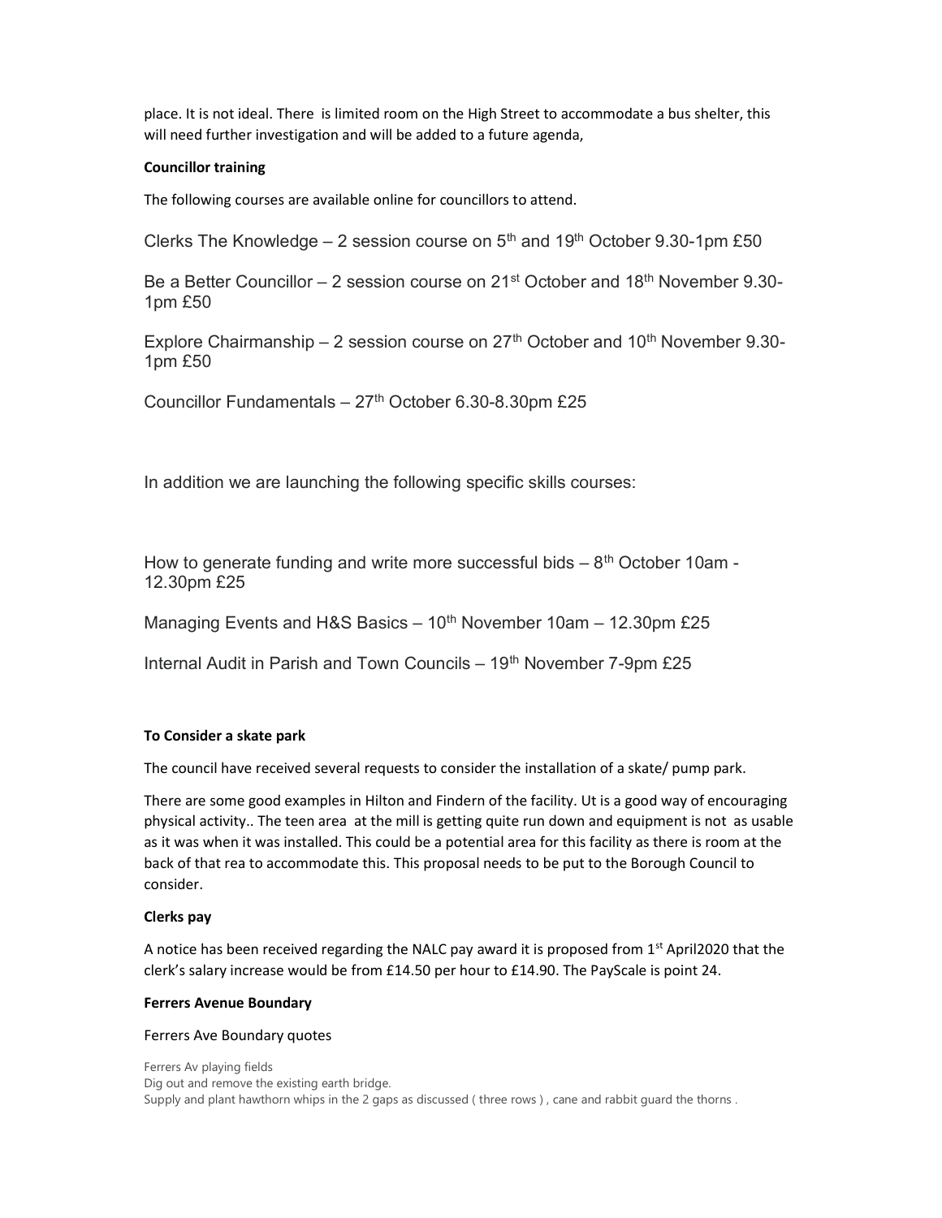place. It is not ideal. There is limited room on the High Street to accommodate a bus shelter, this will need further investigation and will be added to a future agenda,

**Councillor training**

The following courses are available online for councillors to attend.

Clerks The Knowledge – 2 session course on 5th and 19th October 9.30-1pm £50

Be a Better Councillor – 2 session course on 21st October and 18th November 9.30-1pm £50

Explore Chairmanship – 2 session course on 27th October and 10th November 9.30-1pm £50

Councillor Fundamentals – 27th October 6.30-8.30pm £25

In addition we are launching the following specific skills courses:

How to generate funding and write more successful bids – 8th October 10am - 12.30pm £25

Managing Events and H&S Basics – 10th November 10am – 12.30pm £25

Internal Audit in Parish and Town Councils – 19th November 7-9pm £25

**To Consider a skate park**

The council have received several requests to consider the installation of a skate/ pump park.

There are some good examples in Hilton and Findern of the facility. Ut is a good way of encouraging physical activity.. The teen area at the mill is getting quite run down and equipment is not as usable as it was when it was installed. This could be a potential area for this facility as there is room at the back of that rea to accommodate this. This proposal needs to be put to the Borough Council to consider.

**Clerks pay**

A notice has been received regarding the NALC pay award it is proposed from 1st April2020 that the clerk's salary increase would be from £14.50 per hour to £14.90. The PayScale is point 24.

**Ferrers Avenue Boundary**

Ferrers Ave Boundary quotes

Ferrers Av playing fields
Dig out and remove the existing earth bridge.
Supply and plant hawthorn whips in the 2 gaps as discussed ( three rows ) , cane and rabbit guard the thorns .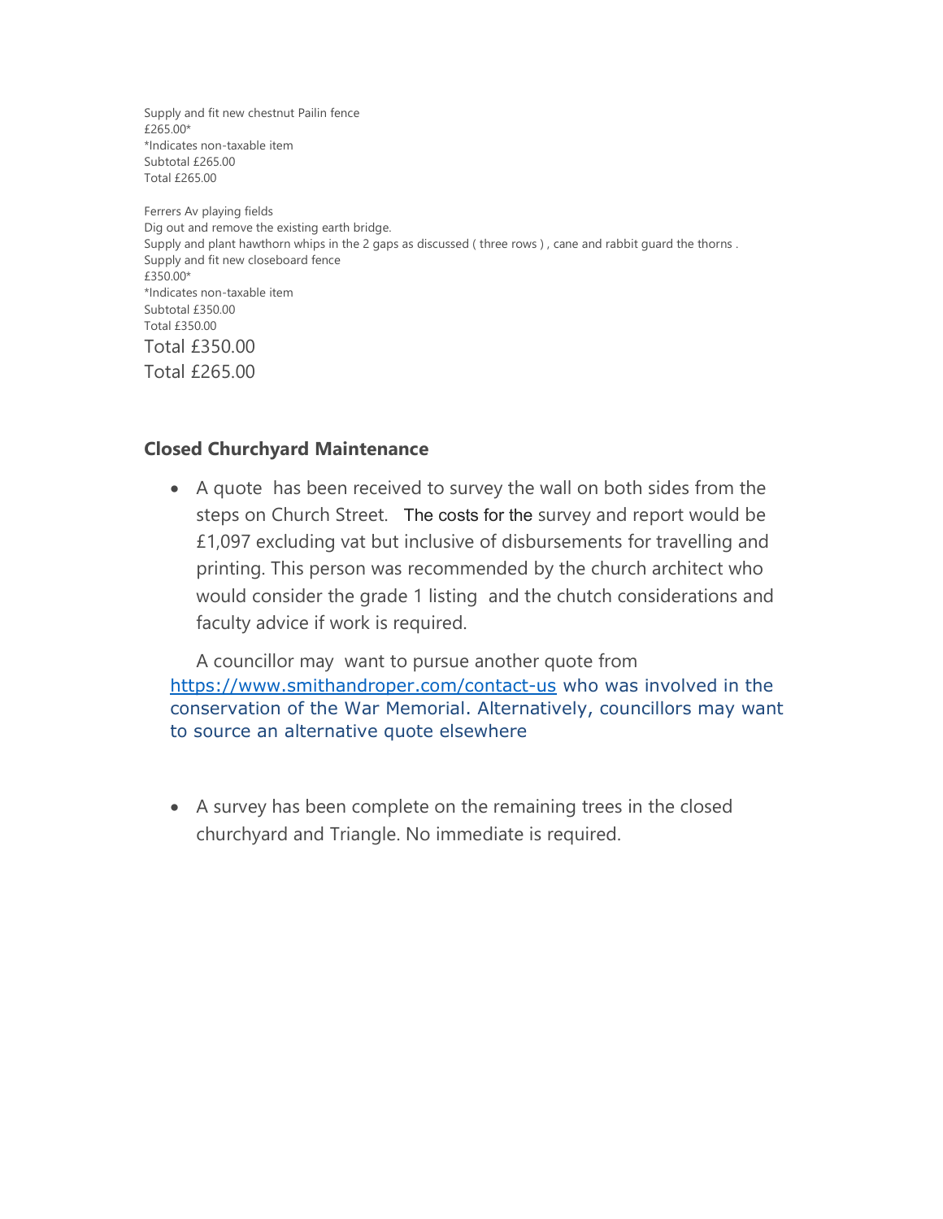Supply and fit new chestnut Pailin fence
£265.00*
*Indicates non-taxable item
Subtotal £265.00
Total £265.00

Ferrers Av playing fields
Dig out and remove the existing earth bridge.
Supply and plant hawthorn whips in the 2 gaps as discussed ( three rows ) , cane and rabbit guard the thorns .
Supply and fit new closeboard fence
£350.00*
*Indicates non-taxable item
Subtotal £350.00
Total £350.00

Total £350.00

Total £265.00

### Closed Churchyard Maintenance

- A quote has been received to survey the wall on both sides from the steps on Church Street. The costs for the survey and report would be £1,097 excluding vat but inclusive of disbursements for travelling and printing. This person was recommended by the church architect who would consider the grade 1 listing and the chutch considerations and faculty advice if work is required.

  A councillor may want to pursue another quote from https://www.smithandroper.com/contact-us who was involved in the conservation of the War Memorial. Alternatively, councillors may want to source an alternative quote elsewhere

- A survey has been complete on the remaining trees in the closed churchyard and Triangle. No immediate is required.